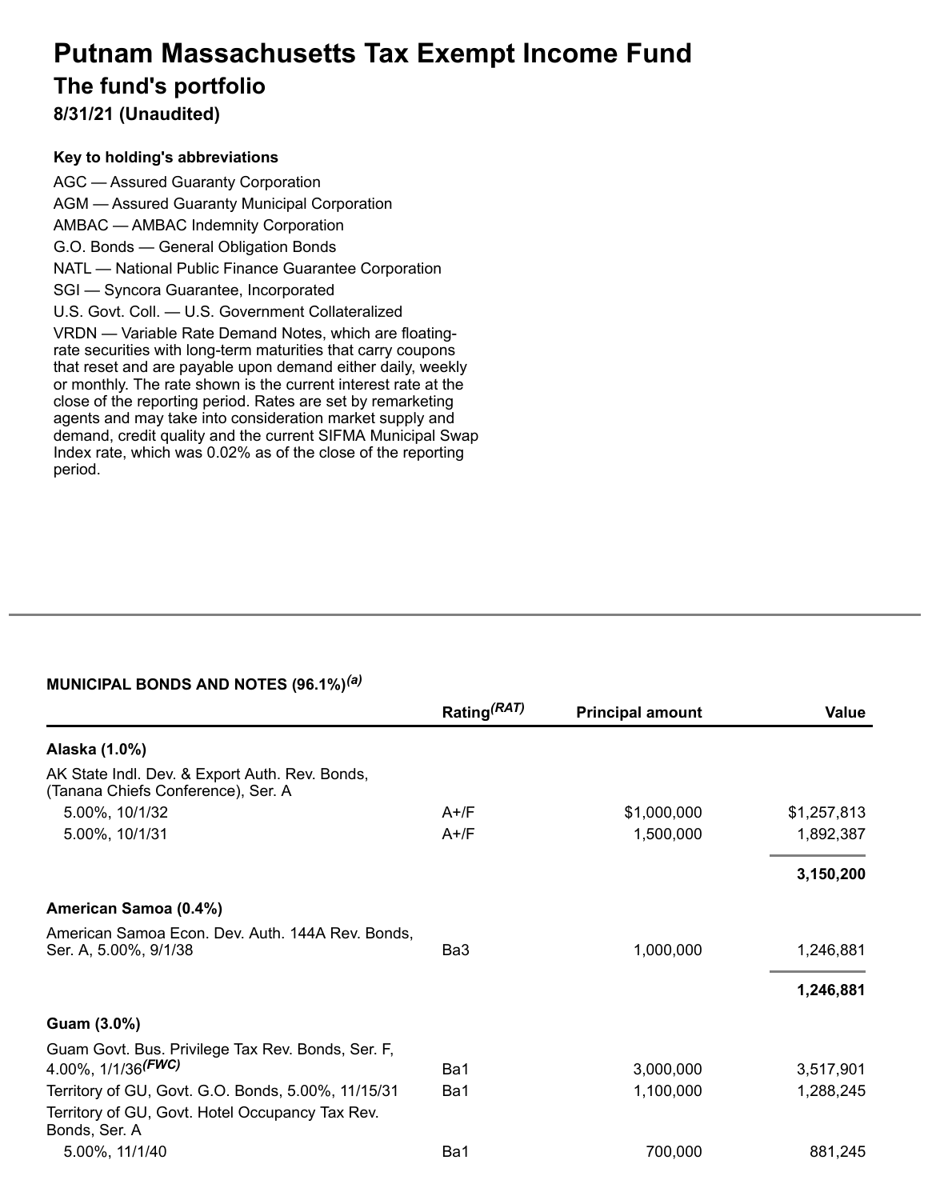# Putnam Massachusetts Tax Exempt Income Fund

## The fund's portfolio

### 8/31/21 (Unaudited)

**Key to holding's abbreviations**

AGC — Assured Guaranty Corporation
AGM — Assured Guaranty Municipal Corporation
AMBAC — AMBAC Indemnity Corporation
G.O. Bonds — General Obligation Bonds
NATL — National Public Finance Guarantee Corporation
SGI — Syncora Guarantee, Incorporated
U.S. Govt. Coll. — U.S. Government Collateralized
VRDN — Variable Rate Demand Notes, which are floating-rate securities with long-term maturities that carry coupons that reset and are payable upon demand either daily, weekly or monthly. The rate shown is the current interest rate at the close of the reporting period. Rates are set by remarketing agents and may take into consideration market supply and demand, credit quality and the current SIFMA Municipal Swap Index rate, which was 0.02% as of the close of the reporting period.

**MUNICIPAL BONDS AND NOTES (96.1%)*[(a)]***

| | Rating*[(RAT)]* | Principal amount | Value |
|---|---|---|---|
| **Alaska (1.0%)** | | | |
| AK State Indl. Dev. & Export Auth. Rev. Bonds, (Tanana Chiefs Conference), Ser. A | | | |
| 5.00%, 10/1/32 | A+/F | $1,000,000 | $1,257,813 |
| 5.00%, 10/1/31 | A+/F | 1,500,000 | 1,892,387 |
| | | | **3,150,200** |
| **American Samoa (0.4%)** | | | |
| American Samoa Econ. Dev. Auth. 144A Rev. Bonds, Ser. A, 5.00%, 9/1/38 | Ba3 | 1,000,000 | 1,246,881 |
| | | | **1,246,881** |
| **Guam (3.0%)** | | | |
| Guam Govt. Bus. Privilege Tax Rev. Bonds, Ser. F, 4.00%, 1/1/36*[(FWC)]* | Ba1 | 3,000,000 | 3,517,901 |
| Territory of GU, Govt. G.O. Bonds, 5.00%, 11/15/31 | Ba1 | 1,100,000 | 1,288,245 |
| Territory of GU, Govt. Hotel Occupancy Tax Rev. Bonds, Ser. A | | | |
| 5.00%, 11/1/40 | Ba1 | 700,000 | 881,245 |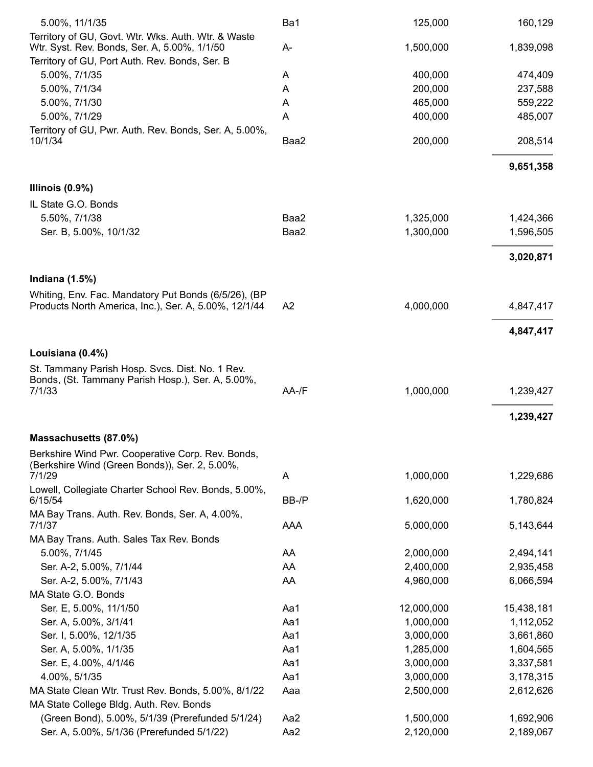| | | | |
|---|---|---|---|
| 5.00%, 11/1/35 | Ba1 | 125,000 | 160,129 |
| Territory of GU, Govt. Wtr. Wks. Auth. Wtr. & Waste Wtr. Syst. Rev. Bonds, Ser. A, 5.00%, 1/1/50 | A- | 1,500,000 | 1,839,098 |
| Territory of GU, Port Auth. Rev. Bonds, Ser. B | | | |
| 5.00%, 7/1/35 | A | 400,000 | 474,409 |
| 5.00%, 7/1/34 | A | 200,000 | 237,588 |
| 5.00%, 7/1/30 | A | 465,000 | 559,222 |
| 5.00%, 7/1/29 | A | 400,000 | 485,007 |
| Territory of GU, Pwr. Auth. Rev. Bonds, Ser. A, 5.00%, 10/1/34 | Baa2 | 200,000 | 208,514 |
| | | | **9,651,358** |
| **Illinois (0.9%)** | | | |
| IL State G.O. Bonds | | | |
| 5.50%, 7/1/38 | Baa2 | 1,325,000 | 1,424,366 |
| Ser. B, 5.00%, 10/1/32 | Baa2 | 1,300,000 | 1,596,505 |
| | | | **3,020,871** |
| **Indiana (1.5%)** | | | |
| Whiting, Env. Fac. Mandatory Put Bonds (6/5/26), (BP Products North America, Inc.), Ser. A, 5.00%, 12/1/44 | A2 | 4,000,000 | 4,847,417 |
| | | | **4,847,417** |
| **Louisiana (0.4%)** | | | |
| St. Tammany Parish Hosp. Svcs. Dist. No. 1 Rev. Bonds, (St. Tammany Parish Hosp.), Ser. A, 5.00%, 7/1/33 | AA-/F | 1,000,000 | 1,239,427 |
| | | | **1,239,427** |
| **Massachusetts (87.0%)** | | | |
| Berkshire Wind Pwr. Cooperative Corp. Rev. Bonds, (Berkshire Wind (Green Bonds)), Ser. 2, 5.00%, 7/1/29 | A | 1,000,000 | 1,229,686 |
| Lowell, Collegiate Charter School Rev. Bonds, 5.00%, 6/15/54 | BB-/P | 1,620,000 | 1,780,824 |
| MA Bay Trans. Auth. Rev. Bonds, Ser. A, 4.00%, 7/1/37 | AAA | 5,000,000 | 5,143,644 |
| MA Bay Trans. Auth. Sales Tax Rev. Bonds | | | |
| 5.00%, 7/1/45 | AA | 2,000,000 | 2,494,141 |
| Ser. A-2, 5.00%, 7/1/44 | AA | 2,400,000 | 2,935,458 |
| Ser. A-2, 5.00%, 7/1/43 | AA | 4,960,000 | 6,066,594 |
| MA State G.O. Bonds | | | |
| Ser. E, 5.00%, 11/1/50 | Aa1 | 12,000,000 | 15,438,181 |
| Ser. A, 5.00%, 3/1/41 | Aa1 | 1,000,000 | 1,112,052 |
| Ser. I, 5.00%, 12/1/35 | Aa1 | 3,000,000 | 3,661,860 |
| Ser. A, 5.00%, 1/1/35 | Aa1 | 1,285,000 | 1,604,565 |
| Ser. E, 4.00%, 4/1/46 | Aa1 | 3,000,000 | 3,337,581 |
| 4.00%, 5/1/35 | Aa1 | 3,000,000 | 3,178,315 |
| MA State Clean Wtr. Trust Rev. Bonds, 5.00%, 8/1/22 | Aaa | 2,500,000 | 2,612,626 |
| MA State College Bldg. Auth. Rev. Bonds | | | |
| (Green Bond), 5.00%, 5/1/39 (Prerefunded 5/1/24) | Aa2 | 1,500,000 | 1,692,906 |
| Ser. A, 5.00%, 5/1/36 (Prerefunded 5/1/22) | Aa2 | 2,120,000 | 2,189,067 |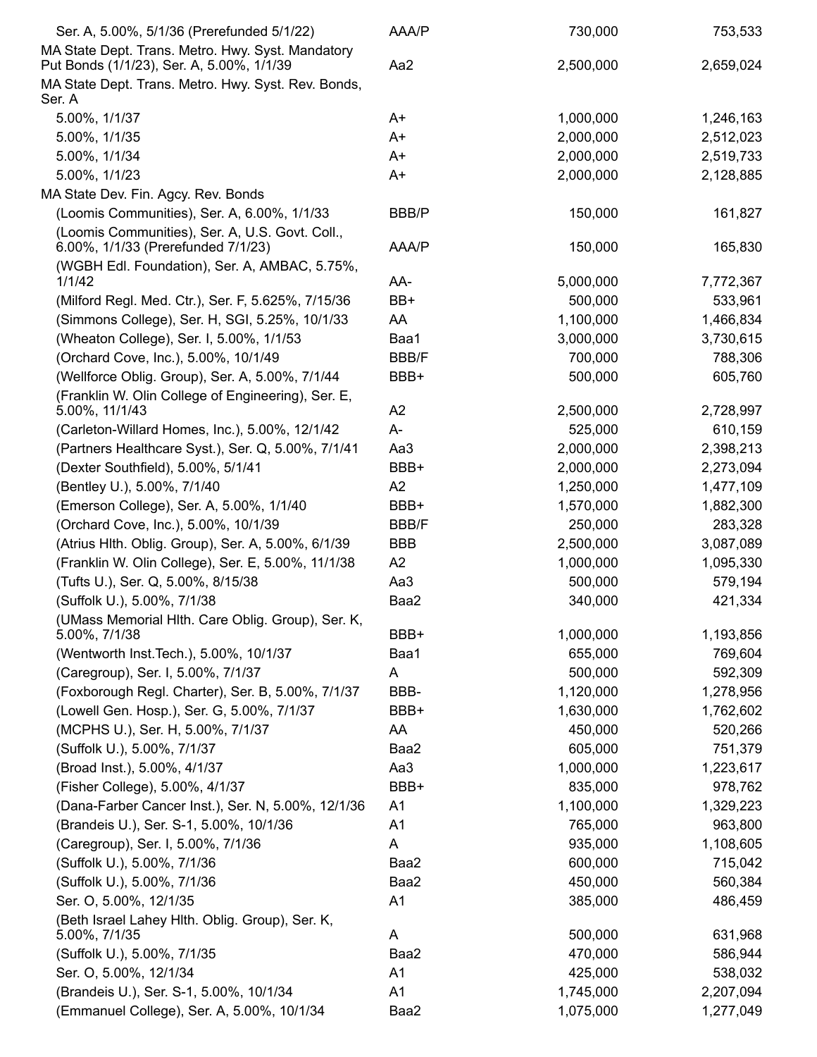| | | | |
|---|---|---|---|
| Ser. A, 5.00%, 5/1/36 (Prerefunded 5/1/22) | AAA/P | 730,000 | 753,533 |
| MA State Dept. Trans. Metro. Hwy. Syst. Mandatory Put Bonds (1/1/23), Ser. A, 5.00%, 1/1/39 | Aa2 | 2,500,000 | 2,659,024 |
| MA State Dept. Trans. Metro. Hwy. Syst. Rev. Bonds, Ser. A | | | |
| 5.00%, 1/1/37 | A+ | 1,000,000 | 1,246,163 |
| 5.00%, 1/1/35 | A+ | 2,000,000 | 2,512,023 |
| 5.00%, 1/1/34 | A+ | 2,000,000 | 2,519,733 |
| 5.00%, 1/1/23 | A+ | 2,000,000 | 2,128,885 |
| MA State Dev. Fin. Agcy. Rev. Bonds | | | |
| (Loomis Communities), Ser. A, 6.00%, 1/1/33 | BBB/P | 150,000 | 161,827 |
| (Loomis Communities), Ser. A, U.S. Govt. Coll., 6.00%, 1/1/33 (Prerefunded 7/1/23) | AAA/P | 150,000 | 165,830 |
| (WGBH Edl. Foundation), Ser. A, AMBAC, 5.75%, 1/1/42 | AA- | 5,000,000 | 7,772,367 |
| (Milford Regl. Med. Ctr.), Ser. F, 5.625%, 7/15/36 | BB+ | 500,000 | 533,961 |
| (Simmons College), Ser. H, SGI, 5.25%, 10/1/33 | AA | 1,100,000 | 1,466,834 |
| (Wheaton College), Ser. I, 5.00%, 1/1/53 | Baa1 | 3,000,000 | 3,730,615 |
| (Orchard Cove, Inc.), 5.00%, 10/1/49 | BBB/F | 700,000 | 788,306 |
| (Wellforce Oblig. Group), Ser. A, 5.00%, 7/1/44 | BBB+ | 500,000 | 605,760 |
| (Franklin W. Olin College of Engineering), Ser. E, 5.00%, 11/1/43 | A2 | 2,500,000 | 2,728,997 |
| (Carleton-Willard Homes, Inc.), 5.00%, 12/1/42 | A- | 525,000 | 610,159 |
| (Partners Healthcare Syst.), Ser. Q, 5.00%, 7/1/41 | Aa3 | 2,000,000 | 2,398,213 |
| (Dexter Southfield), 5.00%, 5/1/41 | BBB+ | 2,000,000 | 2,273,094 |
| (Bentley U.), 5.00%, 7/1/40 | A2 | 1,250,000 | 1,477,109 |
| (Emerson College), Ser. A, 5.00%, 1/1/40 | BBB+ | 1,570,000 | 1,882,300 |
| (Orchard Cove, Inc.), 5.00%, 10/1/39 | BBB/F | 250,000 | 283,328 |
| (Atrius Hlth. Oblig. Group), Ser. A, 5.00%, 6/1/39 | BBB | 2,500,000 | 3,087,089 |
| (Franklin W. Olin College), Ser. E, 5.00%, 11/1/38 | A2 | 1,000,000 | 1,095,330 |
| (Tufts U.), Ser. Q, 5.00%, 8/15/38 | Aa3 | 500,000 | 579,194 |
| (Suffolk U.), 5.00%, 7/1/38 | Baa2 | 340,000 | 421,334 |
| (UMass Memorial Hlth. Care Oblig. Group), Ser. K, 5.00%, 7/1/38 | BBB+ | 1,000,000 | 1,193,856 |
| (Wentworth Inst.Tech.), 5.00%, 10/1/37 | Baa1 | 655,000 | 769,604 |
| (Caregroup), Ser. I, 5.00%, 7/1/37 | A | 500,000 | 592,309 |
| (Foxborough Regl. Charter), Ser. B, 5.00%, 7/1/37 | BBB- | 1,120,000 | 1,278,956 |
| (Lowell Gen. Hosp.), Ser. G, 5.00%, 7/1/37 | BBB+ | 1,630,000 | 1,762,602 |
| (MCPHS U.), Ser. H, 5.00%, 7/1/37 | AA | 450,000 | 520,266 |
| (Suffolk U.), 5.00%, 7/1/37 | Baa2 | 605,000 | 751,379 |
| (Broad Inst.), 5.00%, 4/1/37 | Aa3 | 1,000,000 | 1,223,617 |
| (Fisher College), 5.00%, 4/1/37 | BBB+ | 835,000 | 978,762 |
| (Dana-Farber Cancer Inst.), Ser. N, 5.00%, 12/1/36 | A1 | 1,100,000 | 1,329,223 |
| (Brandeis U.), Ser. S-1, 5.00%, 10/1/36 | A1 | 765,000 | 963,800 |
| (Caregroup), Ser. I, 5.00%, 7/1/36 | A | 935,000 | 1,108,605 |
| (Suffolk U.), 5.00%, 7/1/36 | Baa2 | 600,000 | 715,042 |
| (Suffolk U.), 5.00%, 7/1/36 | Baa2 | 450,000 | 560,384 |
| Ser. O, 5.00%, 12/1/35 | A1 | 385,000 | 486,459 |
| (Beth Israel Lahey Hlth. Oblig. Group), Ser. K, 5.00%, 7/1/35 | A | 500,000 | 631,968 |
| (Suffolk U.), 5.00%, 7/1/35 | Baa2 | 470,000 | 586,944 |
| Ser. O, 5.00%, 12/1/34 | A1 | 425,000 | 538,032 |
| (Brandeis U.), Ser. S-1, 5.00%, 10/1/34 | A1 | 1,745,000 | 2,207,094 |
| (Emmanuel College), Ser. A, 5.00%, 10/1/34 | Baa2 | 1,075,000 | 1,277,049 |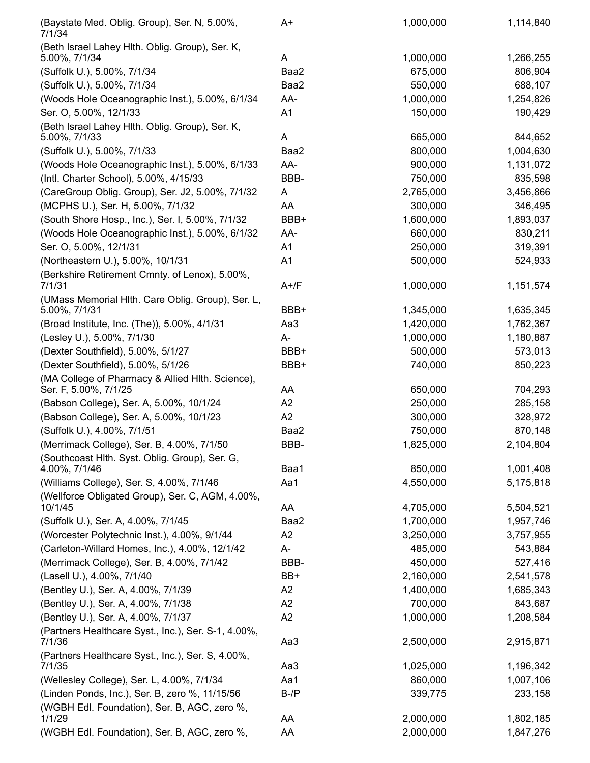| | | | |
|---|---|---|---|
| (Baystate Med. Oblig. Group), Ser. N, 5.00%, 7/1/34 | A+ | 1,000,000 | 1,114,840 |
| (Beth Israel Lahey Hlth. Oblig. Group), Ser. K, 5.00%, 7/1/34 | A | 1,000,000 | 1,266,255 |
| (Suffolk U.), 5.00%, 7/1/34 | Baa2 | 675,000 | 806,904 |
| (Suffolk U.), 5.00%, 7/1/34 | Baa2 | 550,000 | 688,107 |
| (Woods Hole Oceanographic Inst.), 5.00%, 6/1/34 | AA- | 1,000,000 | 1,254,826 |
| Ser. O, 5.00%, 12/1/33 | A1 | 150,000 | 190,429 |
| (Beth Israel Lahey Hlth. Oblig. Group), Ser. K, 5.00%, 7/1/33 | A | 665,000 | 844,652 |
| (Suffolk U.), 5.00%, 7/1/33 | Baa2 | 800,000 | 1,004,630 |
| (Woods Hole Oceanographic Inst.), 5.00%, 6/1/33 | AA- | 900,000 | 1,131,072 |
| (Intl. Charter School), 5.00%, 4/15/33 | BBB- | 750,000 | 835,598 |
| (CareGroup Oblig. Group), Ser. J2, 5.00%, 7/1/32 | A | 2,765,000 | 3,456,866 |
| (MCPHS U.), Ser. H, 5.00%, 7/1/32 | AA | 300,000 | 346,495 |
| (South Shore Hosp., Inc.), Ser. I, 5.00%, 7/1/32 | BBB+ | 1,600,000 | 1,893,037 |
| (Woods Hole Oceanographic Inst.), 5.00%, 6/1/32 | AA- | 660,000 | 830,211 |
| Ser. O, 5.00%, 12/1/31 | A1 | 250,000 | 319,391 |
| (Northeastern U.), 5.00%, 10/1/31 | A1 | 500,000 | 524,933 |
| (Berkshire Retirement Cmnty. of Lenox), 5.00%, 7/1/31 | A+/F | 1,000,000 | 1,151,574 |
| (UMass Memorial Hlth. Care Oblig. Group), Ser. L, 5.00%, 7/1/31 | BBB+ | 1,345,000 | 1,635,345 |
| (Broad Institute, Inc. (The)), 5.00%, 4/1/31 | Aa3 | 1,420,000 | 1,762,367 |
| (Lesley U.), 5.00%, 7/1/30 | A- | 1,000,000 | 1,180,887 |
| (Dexter Southfield), 5.00%, 5/1/27 | BBB+ | 500,000 | 573,013 |
| (Dexter Southfield), 5.00%, 5/1/26 | BBB+ | 740,000 | 850,223 |
| (MA College of Pharmacy & Allied Hlth. Science), Ser. F, 5.00%, 7/1/25 | AA | 650,000 | 704,293 |
| (Babson College), Ser. A, 5.00%, 10/1/24 | A2 | 250,000 | 285,158 |
| (Babson College), Ser. A, 5.00%, 10/1/23 | A2 | 300,000 | 328,972 |
| (Suffolk U.), 4.00%, 7/1/51 | Baa2 | 750,000 | 870,148 |
| (Merrimack College), Ser. B, 4.00%, 7/1/50 | BBB- | 1,825,000 | 2,104,804 |
| (Southcoast Hlth. Syst. Oblig. Group), Ser. G, 4.00%, 7/1/46 | Baa1 | 850,000 | 1,001,408 |
| (Williams College), Ser. S, 4.00%, 7/1/46 | Aa1 | 4,550,000 | 5,175,818 |
| (Wellforce Obligated Group), Ser. C, AGM, 4.00%, 10/1/45 | AA | 4,705,000 | 5,504,521 |
| (Suffolk U.), Ser. A, 4.00%, 7/1/45 | Baa2 | 1,700,000 | 1,957,746 |
| (Worcester Polytechnic Inst.), 4.00%, 9/1/44 | A2 | 3,250,000 | 3,757,955 |
| (Carleton-Willard Homes, Inc.), 4.00%, 12/1/42 | A- | 485,000 | 543,884 |
| (Merrimack College), Ser. B, 4.00%, 7/1/42 | BBB- | 450,000 | 527,416 |
| (Lasell U.), 4.00%, 7/1/40 | BB+ | 2,160,000 | 2,541,578 |
| (Bentley U.), Ser. A, 4.00%, 7/1/39 | A2 | 1,400,000 | 1,685,343 |
| (Bentley U.), Ser. A, 4.00%, 7/1/38 | A2 | 700,000 | 843,687 |
| (Bentley U.), Ser. A, 4.00%, 7/1/37 | A2 | 1,000,000 | 1,208,584 |
| (Partners Healthcare Syst., Inc.), Ser. S-1, 4.00%, 7/1/36 | Aa3 | 2,500,000 | 2,915,871 |
| (Partners Healthcare Syst., Inc.), Ser. S, 4.00%, 7/1/35 | Aa3 | 1,025,000 | 1,196,342 |
| (Wellesley College), Ser. L, 4.00%, 7/1/34 | Aa1 | 860,000 | 1,007,106 |
| (Linden Ponds, Inc.), Ser. B, zero %, 11/15/56 | B-/P | 339,775 | 233,158 |
| (WGBH Edl. Foundation), Ser. B, AGC, zero %, 1/1/29 | AA | 2,000,000 | 1,802,185 |
| (WGBH Edl. Foundation), Ser. B, AGC, zero %, | AA | 2,000,000 | 1,847,276 |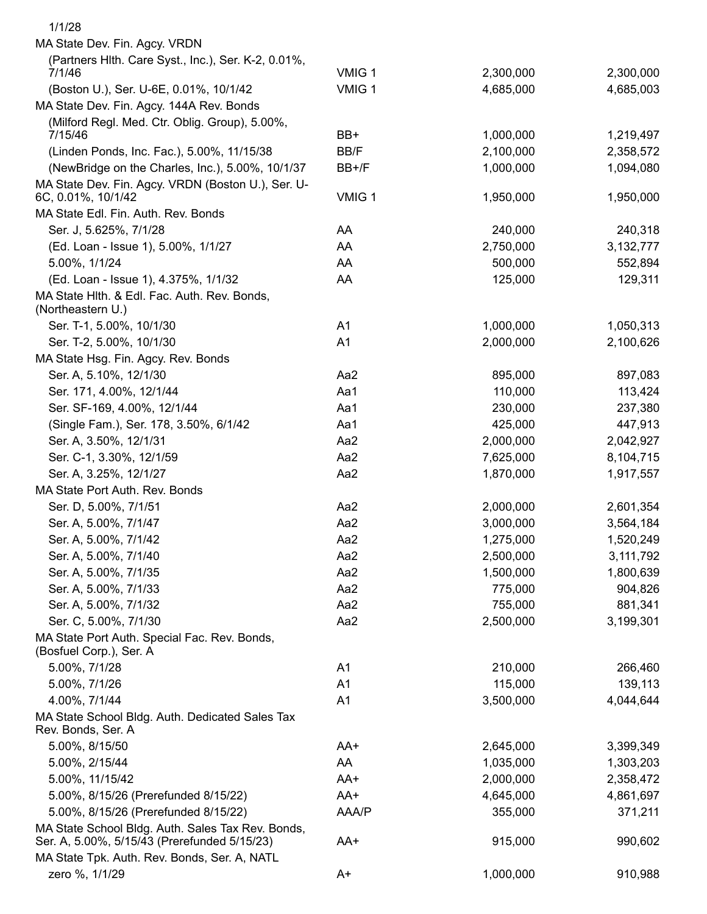| | | | |
|---|---|---|---|
| 1/1/28 | | | |
| MA State Dev. Fin. Agcy. VRDN | | | |
| (Partners Hlth. Care Syst., Inc.), Ser. K-2, 0.01%, 7/1/46 | VMIG 1 | 2,300,000 | 2,300,000 |
| (Boston U.), Ser. U-6E, 0.01%, 10/1/42 | VMIG 1 | 4,685,000 | 4,685,003 |
| MA State Dev. Fin. Agcy. 144A Rev. Bonds | | | |
| (Milford Regl. Med. Ctr. Oblig. Group), 5.00%, 7/15/46 | BB+ | 1,000,000 | 1,219,497 |
| (Linden Ponds, Inc. Fac.), 5.00%, 11/15/38 | BB/F | 2,100,000 | 2,358,572 |
| (NewBridge on the Charles, Inc.), 5.00%, 10/1/37 | BB+/F | 1,000,000 | 1,094,080 |
| MA State Dev. Fin. Agcy. VRDN (Boston U.), Ser. U-6C, 0.01%, 10/1/42 | VMIG 1 | 1,950,000 | 1,950,000 |
| MA State Edl. Fin. Auth. Rev. Bonds | | | |
| Ser. J, 5.625%, 7/1/28 | AA | 240,000 | 240,318 |
| (Ed. Loan - Issue 1), 5.00%, 1/1/27 | AA | 2,750,000 | 3,132,777 |
| 5.00%, 1/1/24 | AA | 500,000 | 552,894 |
| (Ed. Loan - Issue 1), 4.375%, 1/1/32 | AA | 125,000 | 129,311 |
| MA State Hlth. & Edl. Fac. Auth. Rev. Bonds, (Northeastern U.) | | | |
| Ser. T-1, 5.00%, 10/1/30 | A1 | 1,000,000 | 1,050,313 |
| Ser. T-2, 5.00%, 10/1/30 | A1 | 2,000,000 | 2,100,626 |
| MA State Hsg. Fin. Agcy. Rev. Bonds | | | |
| Ser. A, 5.10%, 12/1/30 | Aa2 | 895,000 | 897,083 |
| Ser. 171, 4.00%, 12/1/44 | Aa1 | 110,000 | 113,424 |
| Ser. SF-169, 4.00%, 12/1/44 | Aa1 | 230,000 | 237,380 |
| (Single Fam.), Ser. 178, 3.50%, 6/1/42 | Aa1 | 425,000 | 447,913 |
| Ser. A, 3.50%, 12/1/31 | Aa2 | 2,000,000 | 2,042,927 |
| Ser. C-1, 3.30%, 12/1/59 | Aa2 | 7,625,000 | 8,104,715 |
| Ser. A, 3.25%, 12/1/27 | Aa2 | 1,870,000 | 1,917,557 |
| MA State Port Auth. Rev. Bonds | | | |
| Ser. D, 5.00%, 7/1/51 | Aa2 | 2,000,000 | 2,601,354 |
| Ser. A, 5.00%, 7/1/47 | Aa2 | 3,000,000 | 3,564,184 |
| Ser. A, 5.00%, 7/1/42 | Aa2 | 1,275,000 | 1,520,249 |
| Ser. A, 5.00%, 7/1/40 | Aa2 | 2,500,000 | 3,111,792 |
| Ser. A, 5.00%, 7/1/35 | Aa2 | 1,500,000 | 1,800,639 |
| Ser. A, 5.00%, 7/1/33 | Aa2 | 775,000 | 904,826 |
| Ser. A, 5.00%, 7/1/32 | Aa2 | 755,000 | 881,341 |
| Ser. C, 5.00%, 7/1/30 | Aa2 | 2,500,000 | 3,199,301 |
| MA State Port Auth. Special Fac. Rev. Bonds, (Bosfuel Corp.), Ser. A | | | |
| 5.00%, 7/1/28 | A1 | 210,000 | 266,460 |
| 5.00%, 7/1/26 | A1 | 115,000 | 139,113 |
| 4.00%, 7/1/44 | A1 | 3,500,000 | 4,044,644 |
| MA State School Bldg. Auth. Dedicated Sales Tax Rev. Bonds, Ser. A | | | |
| 5.00%, 8/15/50 | AA+ | 2,645,000 | 3,399,349 |
| 5.00%, 2/15/44 | AA | 1,035,000 | 1,303,203 |
| 5.00%, 11/15/42 | AA+ | 2,000,000 | 2,358,472 |
| 5.00%, 8/15/26 (Prerefunded 8/15/22) | AA+ | 4,645,000 | 4,861,697 |
| 5.00%, 8/15/26 (Prerefunded 8/15/22) | AAA/P | 355,000 | 371,211 |
| MA State School Bldg. Auth. Sales Tax Rev. Bonds, Ser. A, 5.00%, 5/15/43 (Prerefunded 5/15/23) | AA+ | 915,000 | 990,602 |
| MA State Tpk. Auth. Rev. Bonds, Ser. A, NATL | | | |
| zero %, 1/1/29 | A+ | 1,000,000 | 910,988 |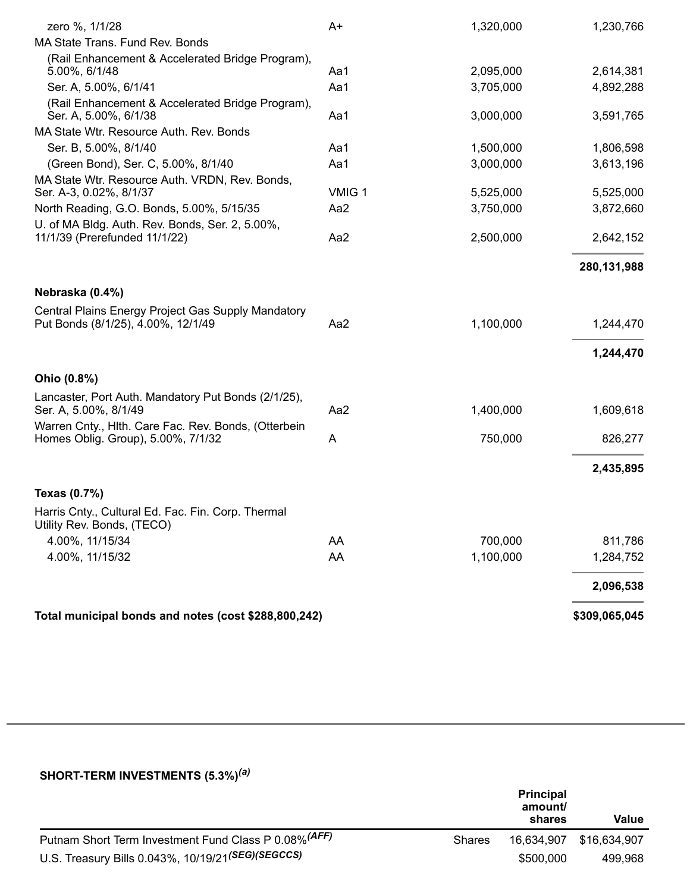| | Rating | Principal amount | Value |
|---|---|---|---|
| zero %, 1/1/28 | A+ | 1,320,000 | 1,230,766 |
| MA State Trans. Fund Rev. Bonds | | | |
| (Rail Enhancement & Accelerated Bridge Program), 5.00%, 6/1/48 | Aa1 | 2,095,000 | 2,614,381 |
| Ser. A, 5.00%, 6/1/41 | Aa1 | 3,705,000 | 4,892,288 |
| (Rail Enhancement & Accelerated Bridge Program), Ser. A, 5.00%, 6/1/38 | Aa1 | 3,000,000 | 3,591,765 |
| MA State Wtr. Resource Auth. Rev. Bonds | | | |
| Ser. B, 5.00%, 8/1/40 | Aa1 | 1,500,000 | 1,806,598 |
| (Green Bond), Ser. C, 5.00%, 8/1/40 | Aa1 | 3,000,000 | 3,613,196 |
| MA State Wtr. Resource Auth. VRDN, Rev. Bonds, Ser. A-3, 0.02%, 8/1/37 | VMIG 1 | 5,525,000 | 5,525,000 |
| North Reading, G.O. Bonds, 5.00%, 5/15/35 | Aa2 | 3,750,000 | 3,872,660 |
| U. of MA Bldg. Auth. Rev. Bonds, Ser. 2, 5.00%, 11/1/39 (Prerefunded 11/1/22) | Aa2 | 2,500,000 | 2,642,152 |
| | | | **280,131,988** |
| **Nebraska (0.4%)** | | | |
| Central Plains Energy Project Gas Supply Mandatory Put Bonds (8/1/25), 4.00%, 12/1/49 | Aa2 | 1,100,000 | 1,244,470 |
| | | | **1,244,470** |
| **Ohio (0.8%)** | | | |
| Lancaster, Port Auth. Mandatory Put Bonds (2/1/25), Ser. A, 5.00%, 8/1/49 | Aa2 | 1,400,000 | 1,609,618 |
| Warren Cnty., Hlth. Care Fac. Rev. Bonds, (Otterbein Homes Oblig. Group), 5.00%, 7/1/32 | A | 750,000 | 826,277 |
| | | | **2,435,895** |
| **Texas (0.7%)** | | | |
| Harris Cnty., Cultural Ed. Fac. Fin. Corp. Thermal Utility Rev. Bonds, (TECO) | | | |
| 4.00%, 11/15/34 | AA | 700,000 | 811,786 |
| 4.00%, 11/15/32 | AA | 1,100,000 | 1,284,752 |
| | | | **2,096,538** |
| **Total municipal bonds and notes (cost $288,800,242)** | | | **$309,065,045** |

**SHORT-TERM INVESTMENTS (5.3%)[(a)]**

| | | Principal amount/ shares | Value |
|---|---|---|---|
| Putnam Short Term Investment Fund Class P 0.08%[(AFF)] | Shares | 16,634,907 | $16,634,907 |
| U.S. Treasury Bills 0.043%, 10/19/21[(SEG)(SEGCCS)] | | $500,000 | 499,968 |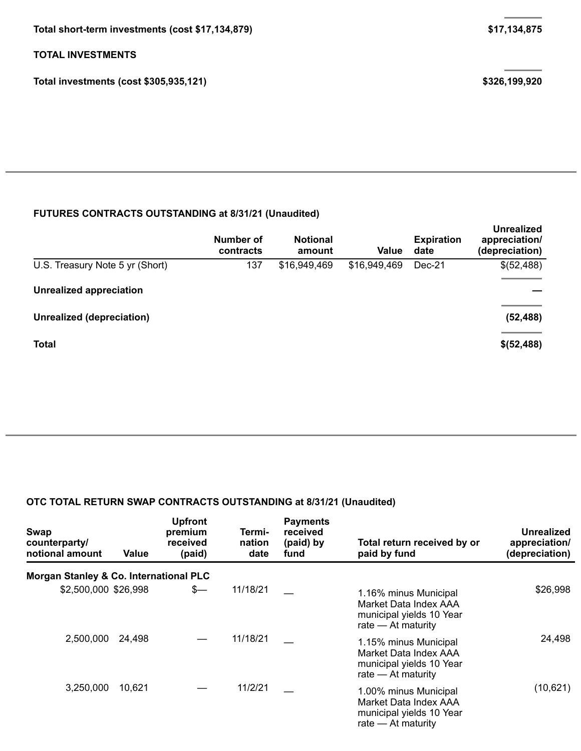| | |
|---|---|
| **Total short-term investments (cost $17,134,879)** | **$17,134,875** |
| **TOTAL INVESTMENTS** | |
| **Total investments (cost $305,935,121)** | **$326,199,920** |

**FUTURES CONTRACTS OUTSTANDING at 8/31/21 (Unaudited)**

| | Number of contracts | Notional amount | Value | Expiration date | Unrealized appreciation/ (depreciation) |
|---|---|---|---|---|---|
| U.S. Treasury Note 5 yr (Short) | 137 | $16,949,469 | $16,949,469 | Dec-21 | $(52,488) |
| **Unrealized appreciation** | | | | | **—** |
| **Unrealized (depreciation)** | | | | | **(52,488)** |
| **Total** | | | | | **$(52,488)** |

**OTC TOTAL RETURN SWAP CONTRACTS OUTSTANDING at 8/31/21 (Unaudited)**

| Swap counterparty/ notional amount | Value | Upfront premium received (paid) | Termi- nation date | Payments received (paid) by fund | Total return received by or paid by fund | Unrealized appreciation/ (depreciation) |
|---|---|---|---|---|---|---|
| **Morgan Stanley & Co. International PLC** | | | | | | |
| $2,500,000 | $26,998 | $— | 11/18/21 | — | 1.16% minus Municipal Market Data Index AAA municipal yields 10 Year rate — At maturity | $26,998 |
| 2,500,000 | 24,498 | — | 11/18/21 | — | 1.15% minus Municipal Market Data Index AAA municipal yields 10 Year rate — At maturity | 24,498 |
| 3,250,000 | 10,621 | — | 11/2/21 | — | 1.00% minus Municipal Market Data Index AAA municipal yields 10 Year rate — At maturity | (10,621) |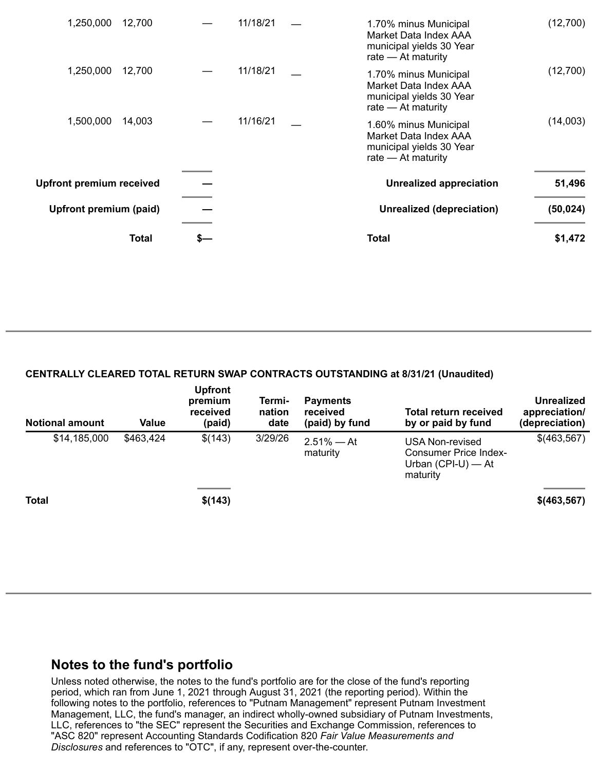| | | | | | | |
|---|---|---|---|---|---|---|
| 1,250,000 | 12,700 | — | 11/18/21 | — | 1.70% minus Municipal Market Data Index AAA municipal yields 30 Year rate — At maturity | (12,700) |
| 1,250,000 | 12,700 | — | 11/18/21 | — | 1.70% minus Municipal Market Data Index AAA municipal yields 30 Year rate — At maturity | (12,700) |
| 1,500,000 | 14,003 | — | 11/16/21 | — | 1.60% minus Municipal Market Data Index AAA municipal yields 30 Year rate — At maturity | (14,003) |
| **Upfront premium received** | | **—** | | | **Unrealized appreciation** | **51,496** |
| **Upfront premium (paid)** | | **—** | | | **Unrealized (depreciation)** | **(50,024)** |
| **Total** | | **$—** | | | **Total** | **$1,472** |

**CENTRALLY CLEARED TOTAL RETURN SWAP CONTRACTS OUTSTANDING at 8/31/21 (Unaudited)**

| Notional amount | Value | Upfront premium received (paid) | Termi-nation date | Payments received (paid) by fund | Total return received by or paid by fund | Unrealized appreciation/ (depreciation) |
|---|---|---|---|---|---|---|
| $14,185,000 | $463,424 | $(143) | 3/29/26 | 2.51% — At maturity | USA Non-revised Consumer Price Index-Urban (CPI-U) — At maturity | $(463,567) |
| **Total** | | **$(143)** | | | | **$(463,567)** |

## Notes to the fund's portfolio

Unless noted otherwise, the notes to the fund's portfolio are for the close of the fund's reporting period, which ran from June 1, 2021 through August 31, 2021 (the reporting period). Within the following notes to the portfolio, references to "Putnam Management" represent Putnam Investment Management, LLC, the fund's manager, an indirect wholly-owned subsidiary of Putnam Investments, LLC, references to "the SEC" represent the Securities and Exchange Commission, references to "ASC 820" represent Accounting Standards Codification 820 *Fair Value Measurements and Disclosures* and references to "OTC", if any, represent over-the-counter.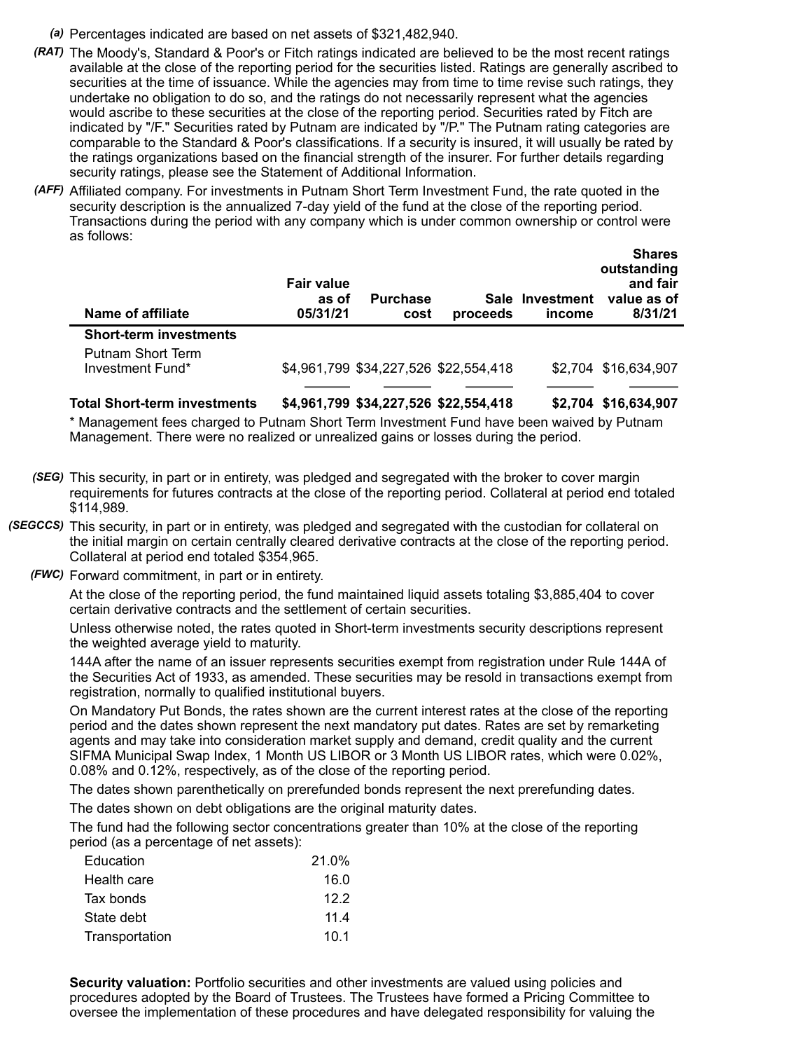*(a)* Percentages indicated are based on net assets of $321,482,940.

*(RAT)* The Moody's, Standard & Poor's or Fitch ratings indicated are believed to be the most recent ratings available at the close of the reporting period for the securities listed. Ratings are generally ascribed to securities at the time of issuance. While the agencies may from time to time revise such ratings, they undertake no obligation to do so, and the ratings do not necessarily represent what the agencies would ascribe to these securities at the close of the reporting period. Securities rated by Fitch are indicated by "/F." Securities rated by Putnam are indicated by "/P." The Putnam rating categories are comparable to the Standard & Poor's classifications. If a security is insured, it will usually be rated by the ratings organizations based on the financial strength of the insurer. For further details regarding security ratings, please see the Statement of Additional Information.

*(AFF)* Affiliated company. For investments in Putnam Short Term Investment Fund, the rate quoted in the security description is the annualized 7-day yield of the fund at the close of the reporting period. Transactions during the period with any company which is under common ownership or control were as follows:

| Name of affiliate | Fair value as of 05/31/21 | Purchase cost | Sale proceeds | Investment income | Shares outstanding and fair value as of 8/31/21 |
|---|---|---|---|---|---|
| **Short-term investments** | | | | | |
| Putnam Short Term Investment Fund* | $4,961,799 | $34,227,526 | $22,554,418 | $2,704 | $16,634,907 |
| **Total Short-term investments** | **$4,961,799** | **$34,227,526** | **$22,554,418** | **$2,704** | **$16,634,907** |

\* Management fees charged to Putnam Short Term Investment Fund have been waived by Putnam Management. There were no realized or unrealized gains or losses during the period.

*(SEG)* This security, in part or in entirety, was pledged and segregated with the broker to cover margin requirements for futures contracts at the close of the reporting period. Collateral at period end totaled $114,989.

*(SEGCCS)* This security, in part or in entirety, was pledged and segregated with the custodian for collateral on the initial margin on certain centrally cleared derivative contracts at the close of the reporting period. Collateral at period end totaled $354,965.

*(FWC)* Forward commitment, in part or in entirety.

At the close of the reporting period, the fund maintained liquid assets totaling $3,885,404 to cover certain derivative contracts and the settlement of certain securities.

Unless otherwise noted, the rates quoted in Short-term investments security descriptions represent the weighted average yield to maturity.

144A after the name of an issuer represents securities exempt from registration under Rule 144A of the Securities Act of 1933, as amended. These securities may be resold in transactions exempt from registration, normally to qualified institutional buyers.

On Mandatory Put Bonds, the rates shown are the current interest rates at the close of the reporting period and the dates shown represent the next mandatory put dates. Rates are set by remarketing agents and may take into consideration market supply and demand, credit quality and the current SIFMA Municipal Swap Index, 1 Month US LIBOR or 3 Month US LIBOR rates, which were 0.02%, 0.08% and 0.12%, respectively, as of the close of the reporting period.

The dates shown parenthetically on prerefunded bonds represent the next prerefunding dates.

The dates shown on debt obligations are the original maturity dates.

The fund had the following sector concentrations greater than 10% at the close of the reporting period (as a percentage of net assets):

| | |
|---|---|
| Education | 21.0% |
| Health care | 16.0 |
| Tax bonds | 12.2 |
| State debt | 11.4 |
| Transportation | 10.1 |

**Security valuation:** Portfolio securities and other investments are valued using policies and procedures adopted by the Board of Trustees. The Trustees have formed a Pricing Committee to oversee the implementation of these procedures and have delegated responsibility for valuing the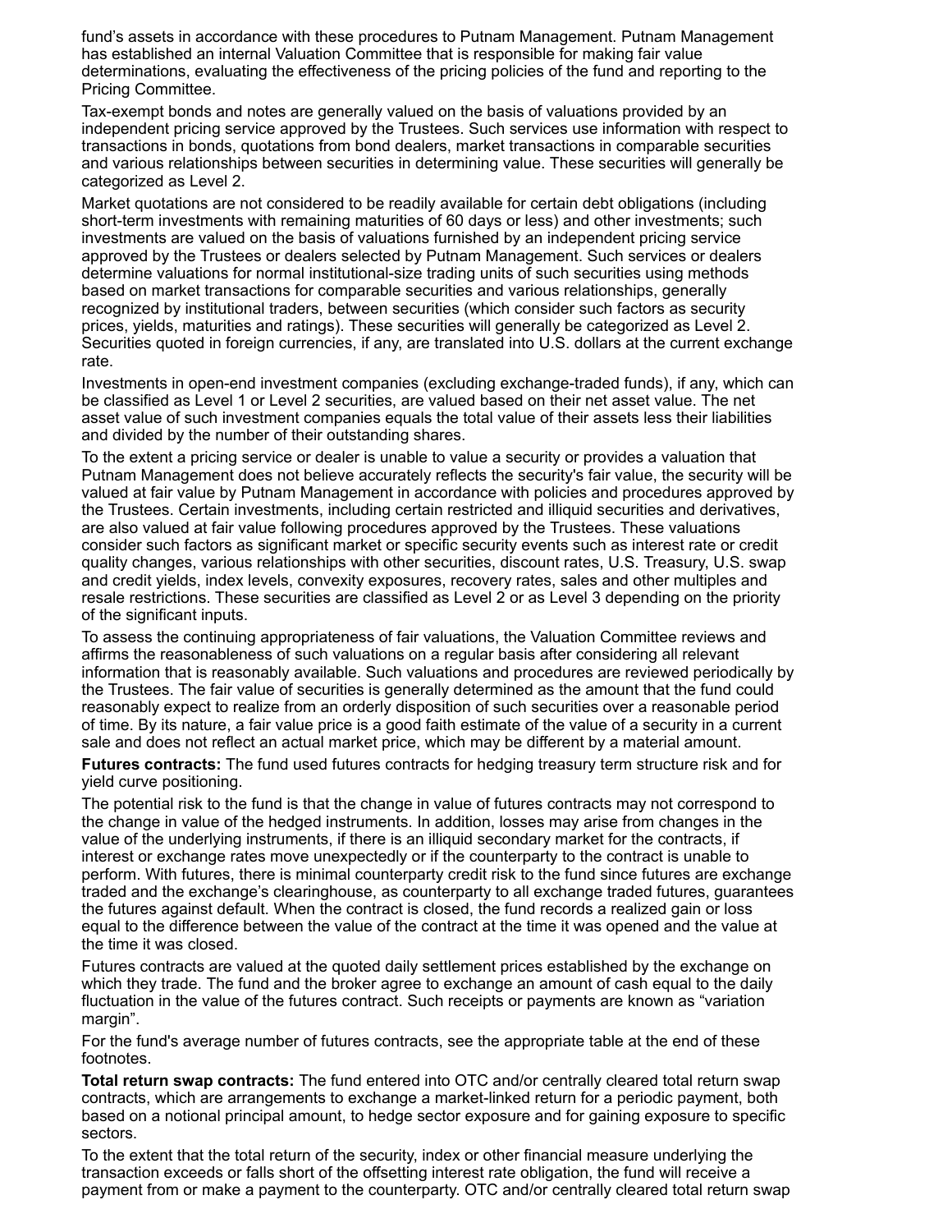fund's assets in accordance with these procedures to Putnam Management. Putnam Management has established an internal Valuation Committee that is responsible for making fair value determinations, evaluating the effectiveness of the pricing policies of the fund and reporting to the Pricing Committee.

Tax-exempt bonds and notes are generally valued on the basis of valuations provided by an independent pricing service approved by the Trustees. Such services use information with respect to transactions in bonds, quotations from bond dealers, market transactions in comparable securities and various relationships between securities in determining value. These securities will generally be categorized as Level 2.

Market quotations are not considered to be readily available for certain debt obligations (including short-term investments with remaining maturities of 60 days or less) and other investments; such investments are valued on the basis of valuations furnished by an independent pricing service approved by the Trustees or dealers selected by Putnam Management. Such services or dealers determine valuations for normal institutional-size trading units of such securities using methods based on market transactions for comparable securities and various relationships, generally recognized by institutional traders, between securities (which consider such factors as security prices, yields, maturities and ratings). These securities will generally be categorized as Level 2. Securities quoted in foreign currencies, if any, are translated into U.S. dollars at the current exchange rate.

Investments in open-end investment companies (excluding exchange-traded funds), if any, which can be classified as Level 1 or Level 2 securities, are valued based on their net asset value. The net asset value of such investment companies equals the total value of their assets less their liabilities and divided by the number of their outstanding shares.

To the extent a pricing service or dealer is unable to value a security or provides a valuation that Putnam Management does not believe accurately reflects the security's fair value, the security will be valued at fair value by Putnam Management in accordance with policies and procedures approved by the Trustees. Certain investments, including certain restricted and illiquid securities and derivatives, are also valued at fair value following procedures approved by the Trustees. These valuations consider such factors as significant market or specific security events such as interest rate or credit quality changes, various relationships with other securities, discount rates, U.S. Treasury, U.S. swap and credit yields, index levels, convexity exposures, recovery rates, sales and other multiples and resale restrictions. These securities are classified as Level 2 or as Level 3 depending on the priority of the significant inputs.

To assess the continuing appropriateness of fair valuations, the Valuation Committee reviews and affirms the reasonableness of such valuations on a regular basis after considering all relevant information that is reasonably available. Such valuations and procedures are reviewed periodically by the Trustees. The fair value of securities is generally determined as the amount that the fund could reasonably expect to realize from an orderly disposition of such securities over a reasonable period of time. By its nature, a fair value price is a good faith estimate of the value of a security in a current sale and does not reflect an actual market price, which may be different by a material amount.

**Futures contracts:** The fund used futures contracts for hedging treasury term structure risk and for yield curve positioning.

The potential risk to the fund is that the change in value of futures contracts may not correspond to the change in value of the hedged instruments. In addition, losses may arise from changes in the value of the underlying instruments, if there is an illiquid secondary market for the contracts, if interest or exchange rates move unexpectedly or if the counterparty to the contract is unable to perform. With futures, there is minimal counterparty credit risk to the fund since futures are exchange traded and the exchange's clearinghouse, as counterparty to all exchange traded futures, guarantees the futures against default. When the contract is closed, the fund records a realized gain or loss equal to the difference between the value of the contract at the time it was opened and the value at the time it was closed.

Futures contracts are valued at the quoted daily settlement prices established by the exchange on which they trade. The fund and the broker agree to exchange an amount of cash equal to the daily fluctuation in the value of the futures contract. Such receipts or payments are known as "variation margin".

For the fund's average number of futures contracts, see the appropriate table at the end of these footnotes.

**Total return swap contracts:** The fund entered into OTC and/or centrally cleared total return swap contracts, which are arrangements to exchange a market-linked return for a periodic payment, both based on a notional principal amount, to hedge sector exposure and for gaining exposure to specific sectors.

To the extent that the total return of the security, index or other financial measure underlying the transaction exceeds or falls short of the offsetting interest rate obligation, the fund will receive a payment from or make a payment to the counterparty. OTC and/or centrally cleared total return swap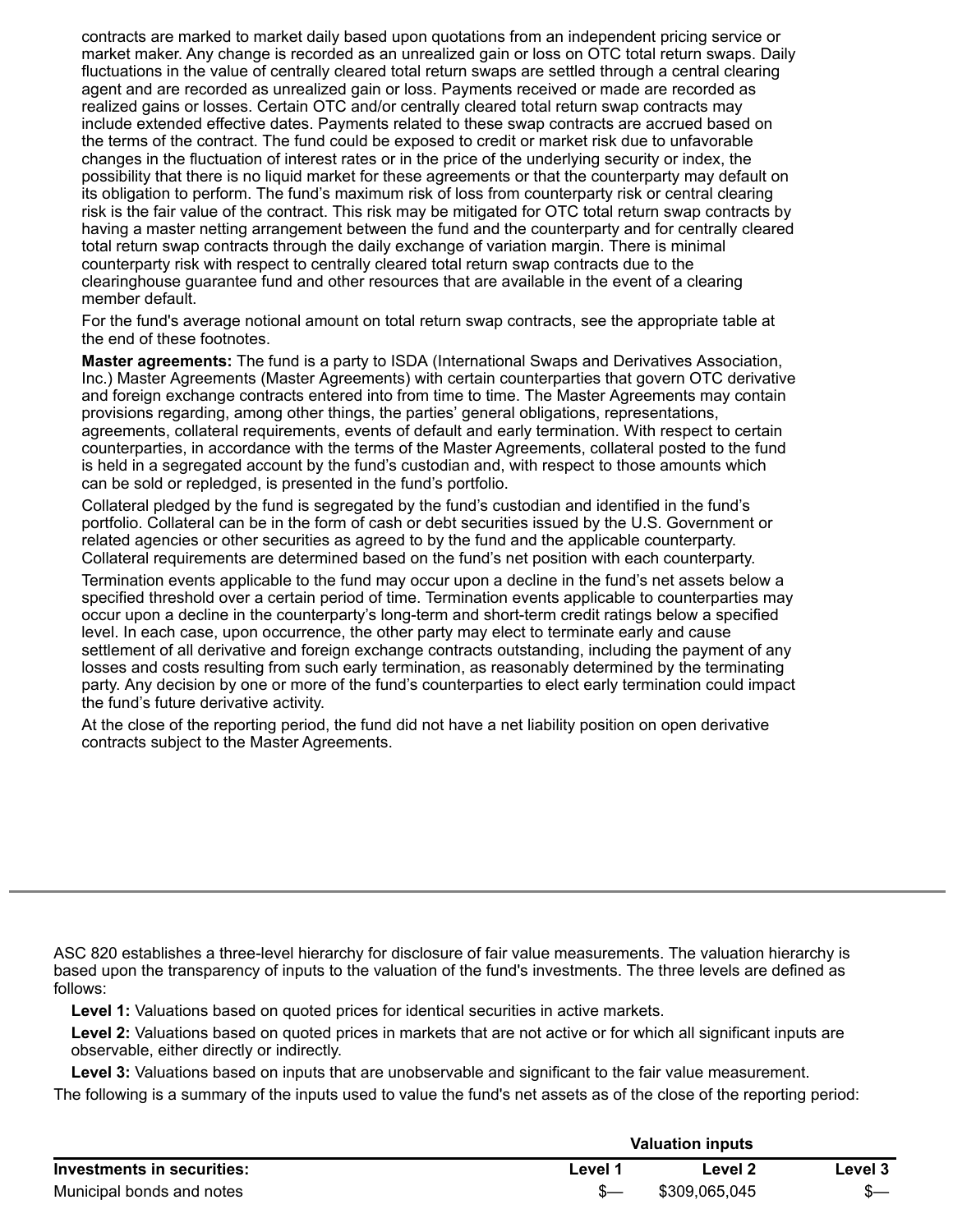contracts are marked to market daily based upon quotations from an independent pricing service or market maker. Any change is recorded as an unrealized gain or loss on OTC total return swaps. Daily fluctuations in the value of centrally cleared total return swaps are settled through a central clearing agent and are recorded as unrealized gain or loss. Payments received or made are recorded as realized gains or losses. Certain OTC and/or centrally cleared total return swap contracts may include extended effective dates. Payments related to these swap contracts are accrued based on the terms of the contract. The fund could be exposed to credit or market risk due to unfavorable changes in the fluctuation of interest rates or in the price of the underlying security or index, the possibility that there is no liquid market for these agreements or that the counterparty may default on its obligation to perform. The fund's maximum risk of loss from counterparty risk or central clearing risk is the fair value of the contract. This risk may be mitigated for OTC total return swap contracts by having a master netting arrangement between the fund and the counterparty and for centrally cleared total return swap contracts through the daily exchange of variation margin. There is minimal counterparty risk with respect to centrally cleared total return swap contracts due to the clearinghouse guarantee fund and other resources that are available in the event of a clearing member default.

For the fund's average notional amount on total return swap contracts, see the appropriate table at the end of these footnotes.

**Master agreements:** The fund is a party to ISDA (International Swaps and Derivatives Association, Inc.) Master Agreements (Master Agreements) with certain counterparties that govern OTC derivative and foreign exchange contracts entered into from time to time. The Master Agreements may contain provisions regarding, among other things, the parties' general obligations, representations, agreements, collateral requirements, events of default and early termination. With respect to certain counterparties, in accordance with the terms of the Master Agreements, collateral posted to the fund is held in a segregated account by the fund's custodian and, with respect to those amounts which can be sold or repledged, is presented in the fund's portfolio.

Collateral pledged by the fund is segregated by the fund's custodian and identified in the fund's portfolio. Collateral can be in the form of cash or debt securities issued by the U.S. Government or related agencies or other securities as agreed to by the fund and the applicable counterparty. Collateral requirements are determined based on the fund's net position with each counterparty.

Termination events applicable to the fund may occur upon a decline in the fund's net assets below a specified threshold over a certain period of time. Termination events applicable to counterparties may occur upon a decline in the counterparty's long-term and short-term credit ratings below a specified level. In each case, upon occurrence, the other party may elect to terminate early and cause settlement of all derivative and foreign exchange contracts outstanding, including the payment of any losses and costs resulting from such early termination, as reasonably determined by the terminating party. Any decision by one or more of the fund's counterparties to elect early termination could impact the fund's future derivative activity.

At the close of the reporting period, the fund did not have a net liability position on open derivative contracts subject to the Master Agreements.

---

ASC 820 establishes a three-level hierarchy for disclosure of fair value measurements. The valuation hierarchy is based upon the transparency of inputs to the valuation of the fund's investments. The three levels are defined as follows:

**Level 1:** Valuations based on quoted prices for identical securities in active markets.

**Level 2:** Valuations based on quoted prices in markets that are not active or for which all significant inputs are observable, either directly or indirectly.

**Level 3:** Valuations based on inputs that are unobservable and significant to the fair value measurement.

The following is a summary of the inputs used to value the fund's net assets as of the close of the reporting period:

| | Valuation inputs | | |
|---|---|---|---|
| **Investments in securities:** | **Level 1** | **Level 2** | **Level 3** |
| Municipal bonds and notes | $— | $309,065,045 | $— |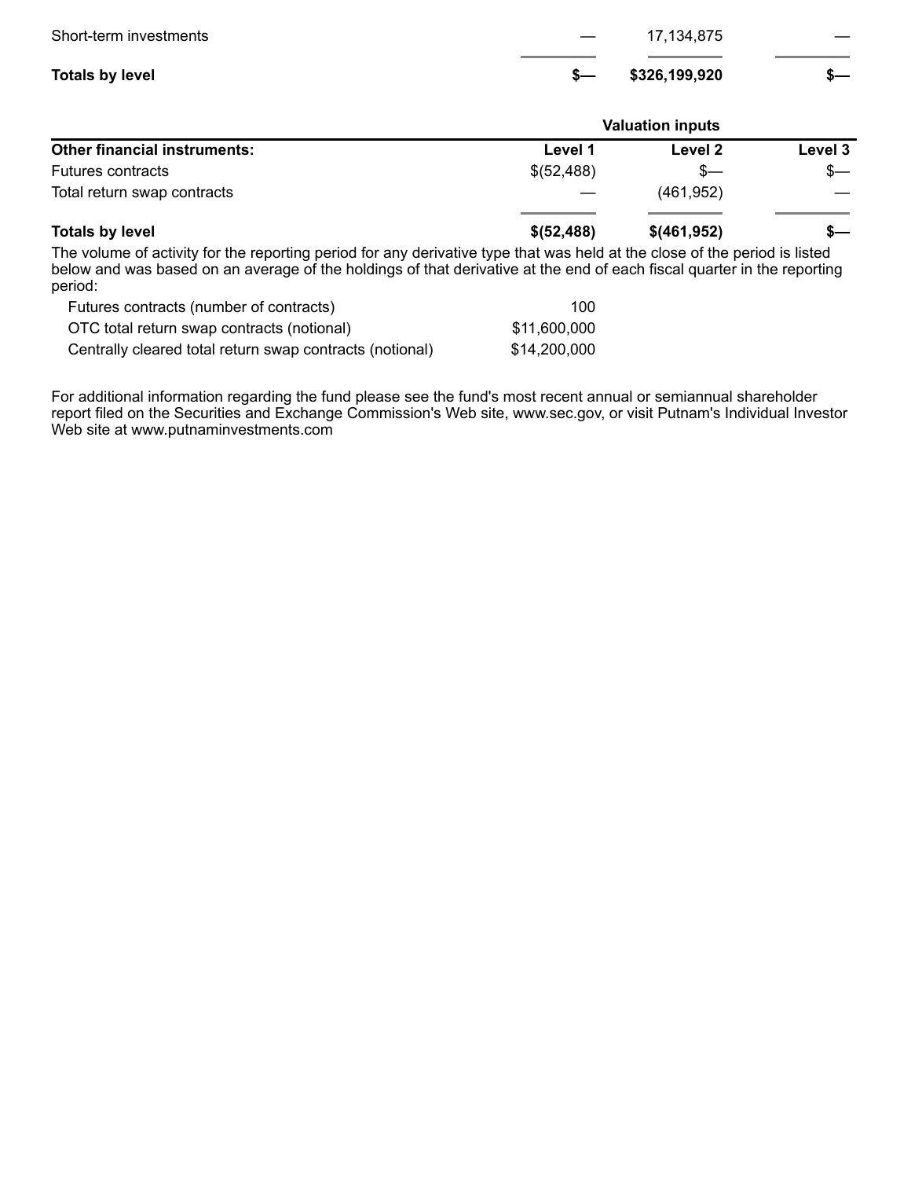| | | | |
|---|---|---|---|
| Short-term investments | — | 17,134,875 | — |
| **Totals by level** | **$—** | **$326,199,920** | **$—** |

| | Valuation inputs | | |
|---|---|---|---|
| **Other financial instruments:** | **Level 1** | **Level 2** | **Level 3** |
| Futures contracts | $(52,488) | $— | $— |
| Total return swap contracts | — | (461,952) | — |
| **Totals by level** | **$(52,488)** | **$(461,952)** | **$—** |

The volume of activity for the reporting period for any derivative type that was held at the close of the period is listed below and was based on an average of the holdings of that derivative at the end of each fiscal quarter in the reporting period:

| | |
|---|---|
| Futures contracts (number of contracts) | 100 |
| OTC total return swap contracts (notional) | $11,600,000 |
| Centrally cleared total return swap contracts (notional) | $14,200,000 |

For additional information regarding the fund please see the fund's most recent annual or semiannual shareholder report filed on the Securities and Exchange Commission's Web site, www.sec.gov, or visit Putnam's Individual Investor Web site at www.putnaminvestments.com